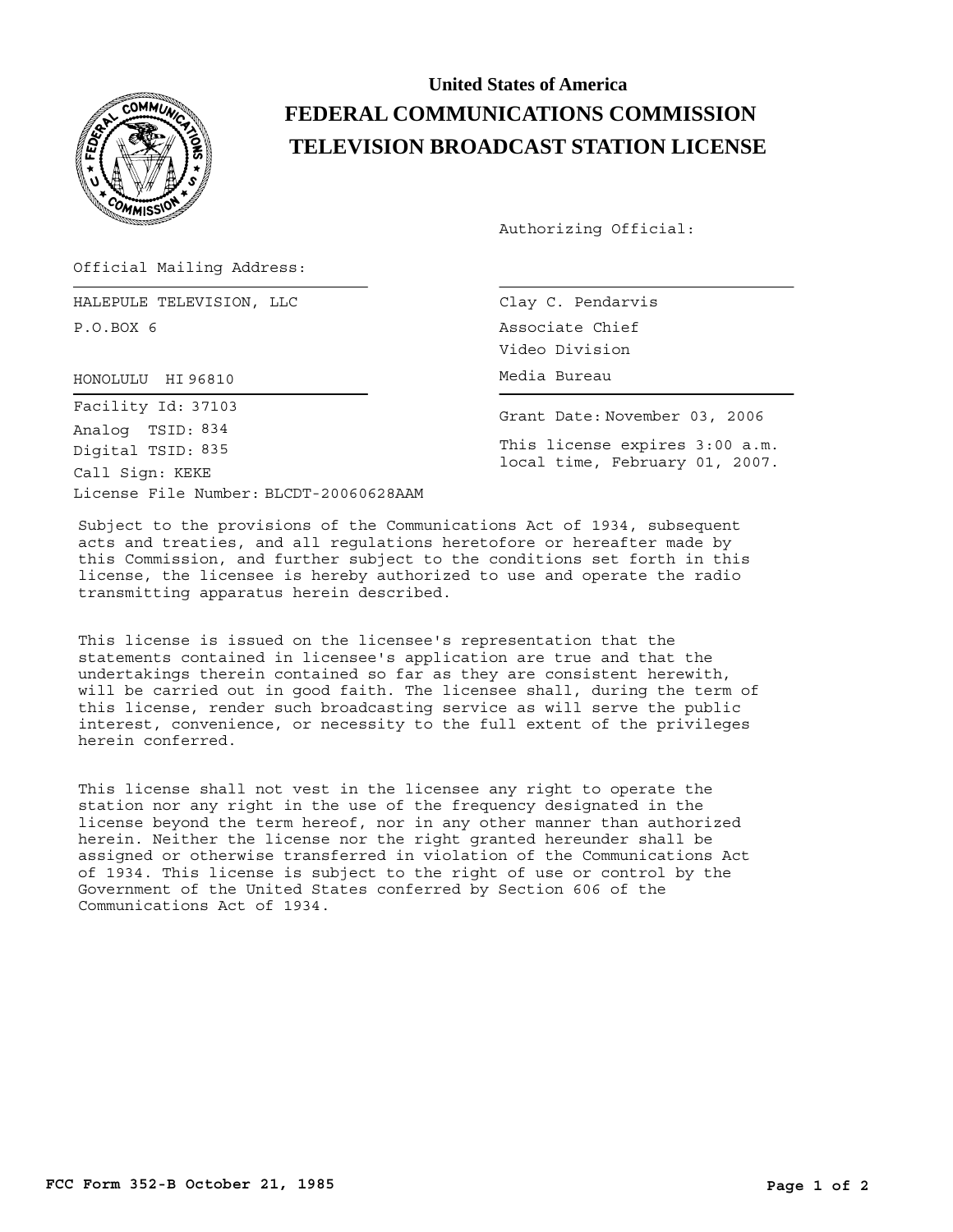**United States of America**

# FEDERAL COMMUNICATIONS COMMISSION

# TELEVISION BROADCAST STATION LICENSE

Authorizing Official:

Official Mailing Address:

HALEPULE TELEVISION, LLC
P.O.BOX 6

HONOLULU HI 96810

Clay C. Pendarvis
Associate Chief
Video Division
Media Bureau

Facility Id: 37103
Analog TSID: 834
Digital TSID: 835
Call Sign: KEKE
License File Number: BLCDT-20060628AAM

Grant Date: November 03, 2006

This license expires 3:00 a.m. local time, February 01, 2007.

Subject to the provisions of the Communications Act of 1934, subsequent acts and treaties, and all regulations heretofore or hereafter made by this Commission, and further subject to the conditions set forth in this license, the licensee is hereby authorized to use and operate the radio transmitting apparatus herein described.

This license is issued on the licensee's representation that the statements contained in licensee's application are true and that the undertakings therein contained so far as they are consistent herewith, will be carried out in good faith. The licensee shall, during the term of this license, render such broadcasting service as will serve the public interest, convenience, or necessity to the full extent of the privileges herein conferred.

This license shall not vest in the licensee any right to operate the station nor any right in the use of the frequency designated in the license beyond the term hereof, nor in any other manner than authorized herein. Neither the license nor the right granted hereunder shall be assigned or otherwise transferred in violation of the Communications Act of 1934. This license is subject to the right of use or control by the Government of the United States conferred by Section 606 of the Communications Act of 1934.

**FCC Form 352-B October 21, 1985**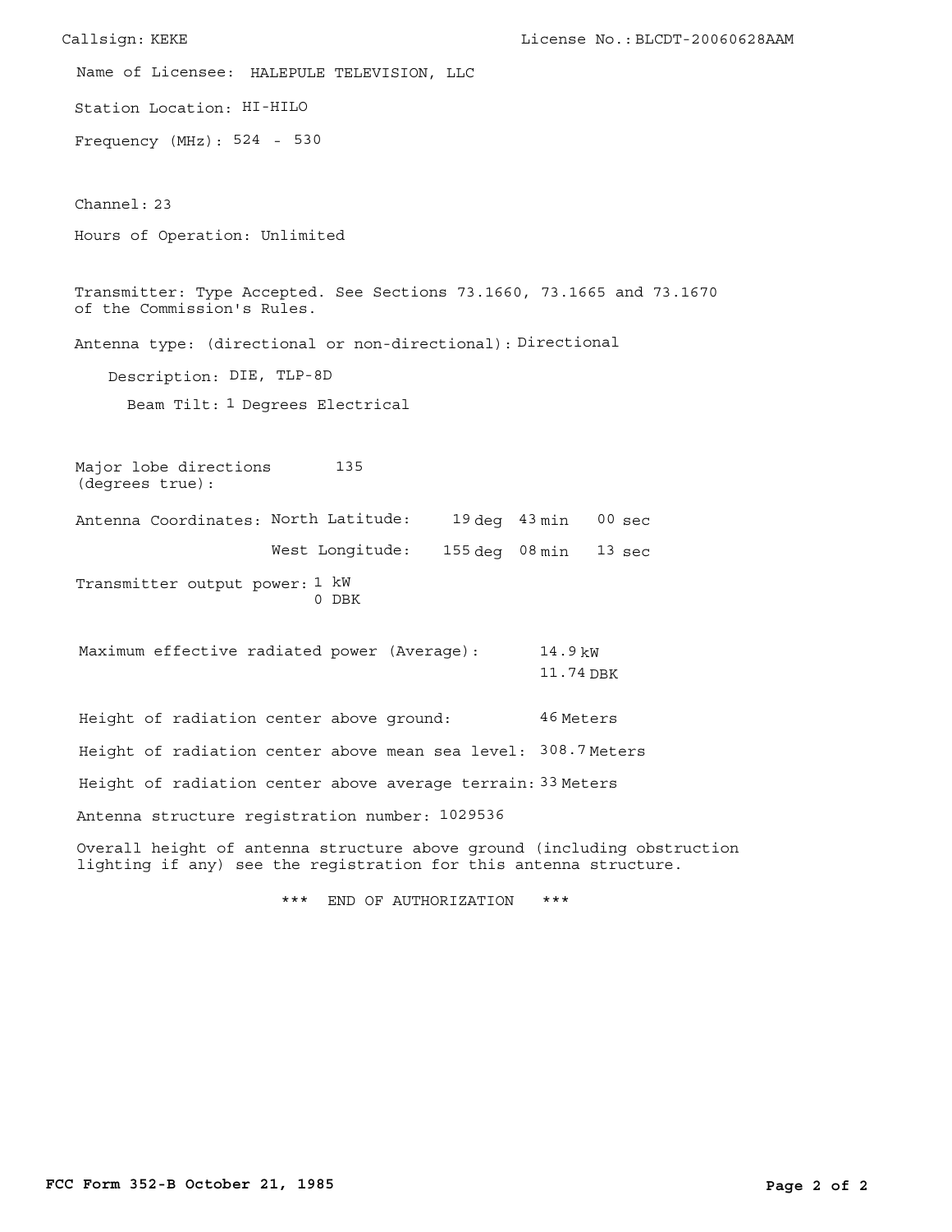Callsign: KEKE License No.: BLCDT-20060628AAM

Name of Licensee: HALEPULE TELEVISION, LLC

Station Location: HI-HILO

Frequency (MHz): 524 - 530

Channel: 23

Hours of Operation: Unlimited

Transmitter: Type Accepted. See Sections 73.1660, 73.1665 and 73.1670 of the Commission's Rules.

Antenna type: (directional or non-directional): Directional

Description: DIE, TLP-8D

Beam Tilt: 1 Degrees Electrical

Major lobe directions (degrees true): 135

Antenna Coordinates: North Latitude: 19 deg 43 min 00 sec

West Longitude: 155 deg 08 min 13 sec

Transmitter output power: 1 kW
0 DBK

Maximum effective radiated power (Average): 14.9 kW
11.74 DBK

Height of radiation center above ground: 46 Meters

Height of radiation center above mean sea level: 308.7 Meters

Height of radiation center above average terrain: 33 Meters

Antenna structure registration number: 1029536

Overall height of antenna structure above ground (including obstruction lighting if any) see the registration for this antenna structure.

\*\*\* END OF AUTHORIZATION \*\*\*

**FCC Form 352-B October 21, 1985**